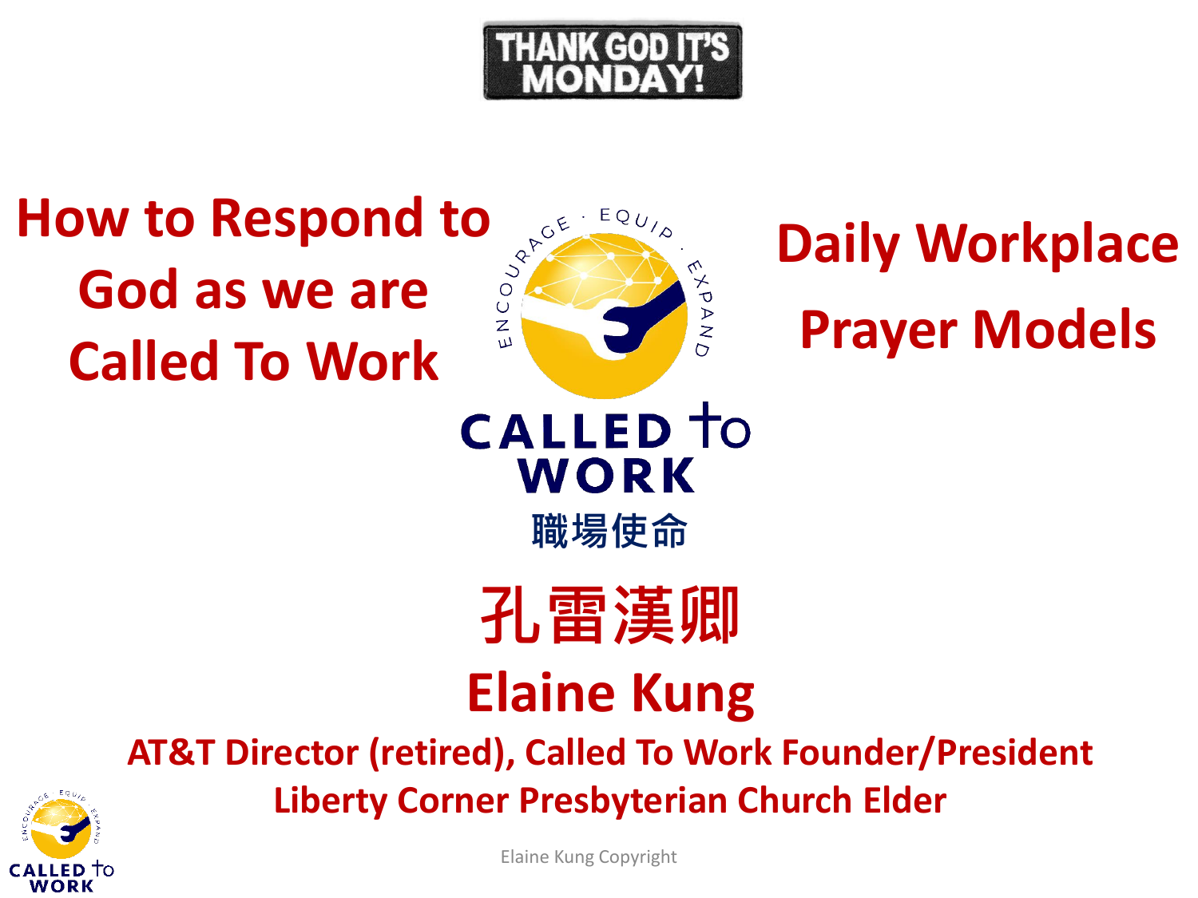THANK GOD IT'S MONDAY!

# How to Respond to God as we are Called To Work

# Daily Workplace Prayer Models

ENCOURAGE · EQUIP · EXPAND

CALLED to WORK

職場使命

## 孔雷漢卿

## Elaine Kung

**AT&T Director (retired), Called To Work Founder/President**

**Liberty Corner Presbyterian Church Elder**

Elaine Kung Copyright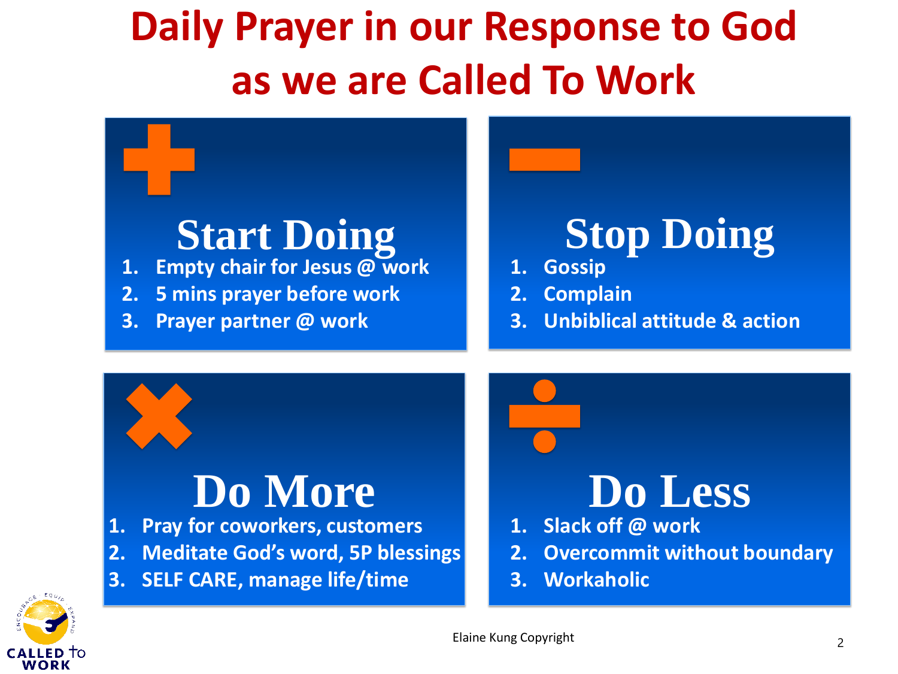# Daily Prayer in our Response to God as we are Called To Work

## Start Doing

1. Empty chair for Jesus @ work
2. 5 mins prayer before work
3. Prayer partner @ work

## Stop Doing

1. Gossip
2. Complain
3. Unbiblical attitude & action

## Do More

1. Pray for coworkers, customers
2. Meditate God's word, 5P blessings
3. SELF CARE, manage life/time

## Do Less

1. Slack off @ work
2. Overcommit without boundary
3. Workaholic

Elaine Kung Copyright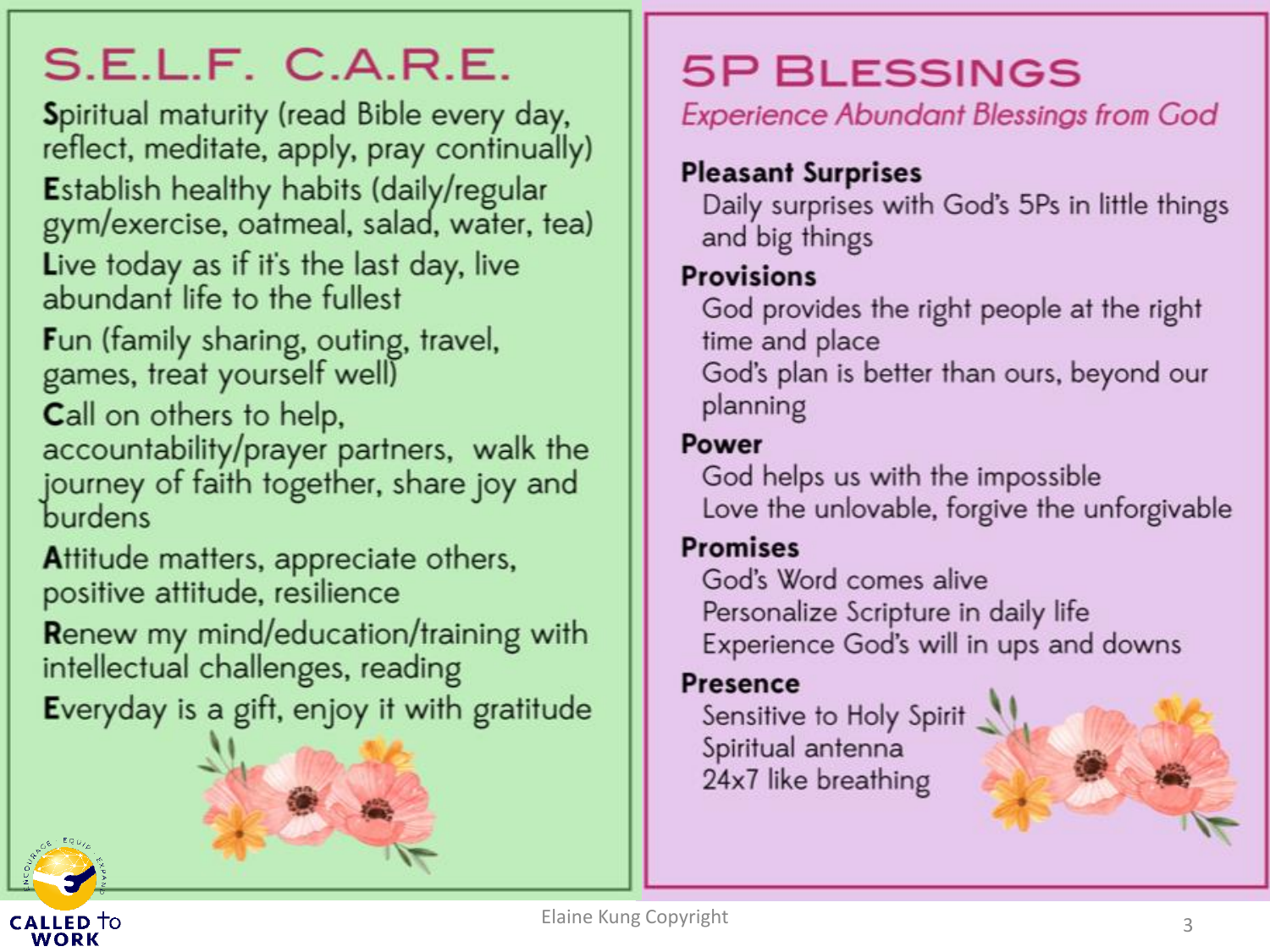## S.E.L.F. C.A.R.E.

**S**piritual maturity (read Bible every day, reflect, meditate, apply, pray continually)

**E**stablish healthy habits (daily/regular gym/exercise, oatmeal, salad, water, tea)

**L**ive today as if it's the last day, live abundant life to the fullest

**F**un (family sharing, outing, travel, games, treat yourself well)

**C**all on others to help, accountability/prayer partners, walk the journey of faith together, share joy and burdens

**A**ttitude matters, appreciate others, positive attitude, resilience

**R**enew my mind/education/training with intellectual challenges, reading

**E**veryday is a gift, enjoy it with gratitude

## 5P Blessings

*Experience Abundant Blessings from God*

**Pleasant Surprises**

Daily surprises with God's 5Ps in little things and big things

**Provisions**

God provides the right people at the right time and place

God's plan is better than ours, beyond our planning

**Power**

God helps us with the impossible

Love the unlovable, forgive the unforgivable

**Promises**

God's Word comes alive

Personalize Scripture in daily life

Experience God's will in ups and downs

**Presence**

Sensitive to Holy Spirit

Spiritual antenna

24x7 like breathing

CALLED to WORK

Elaine Kung Copyright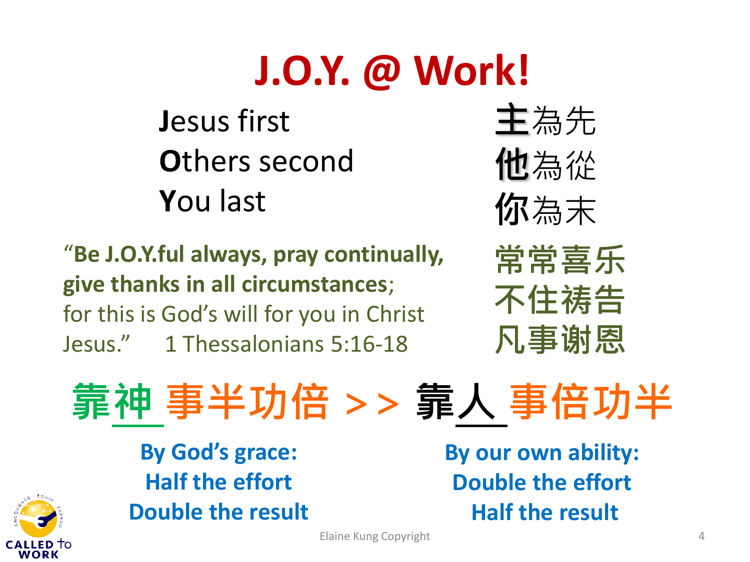# J.O.Y. @ Work!

**J**esus first
**O**thers second
**Y**ou last

**主**為先
**他**為從
**你**為末

"**Be J.O.Y.ful always, pray continually, give thanks in all circumstances**; for this is God's will for you in Christ Jesus." 1 Thessalonians 5:16-18

常常喜乐
不住祷告
凡事谢恩

靠神 事半功倍 >> 靠人 事倍功半

**By God's grace:**
**Half the effort**
**Double the result**

**By our own ability:**
**Double the effort**
**Half the result**

CALLED to WORK

Elaine Kung Copyright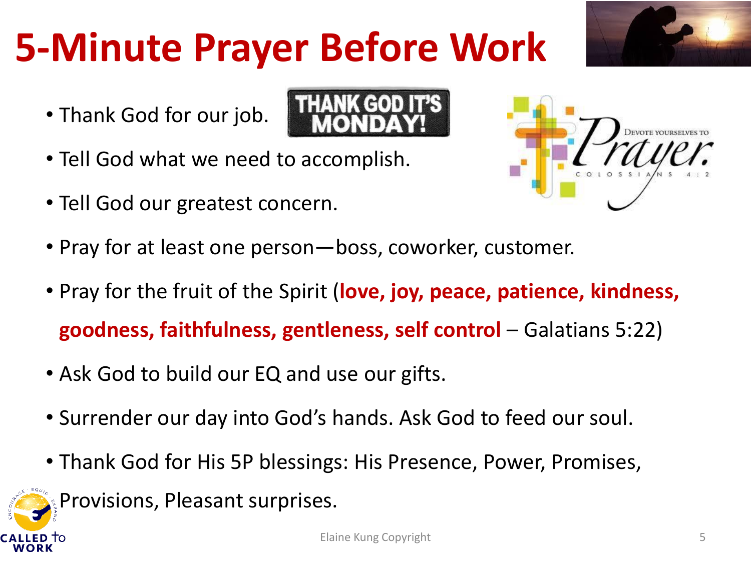# 5-Minute Prayer Before Work

- Thank God for our job.
- Tell God what we need to accomplish.
- Tell God our greatest concern.
- Pray for at least one person—boss, coworker, customer.
- Pray for the fruit of the Spirit (**love, joy, peace, patience, kindness, goodness, faithfulness, gentleness, self control** – Galatians 5:22)
- Ask God to build our EQ and use our gifts.
- Surrender our day into God's hands. Ask God to feed our soul.
- Thank God for His 5P blessings: His Presence, Power, Promises, Provisions, Pleasant surprises.

Elaine Kung Copyright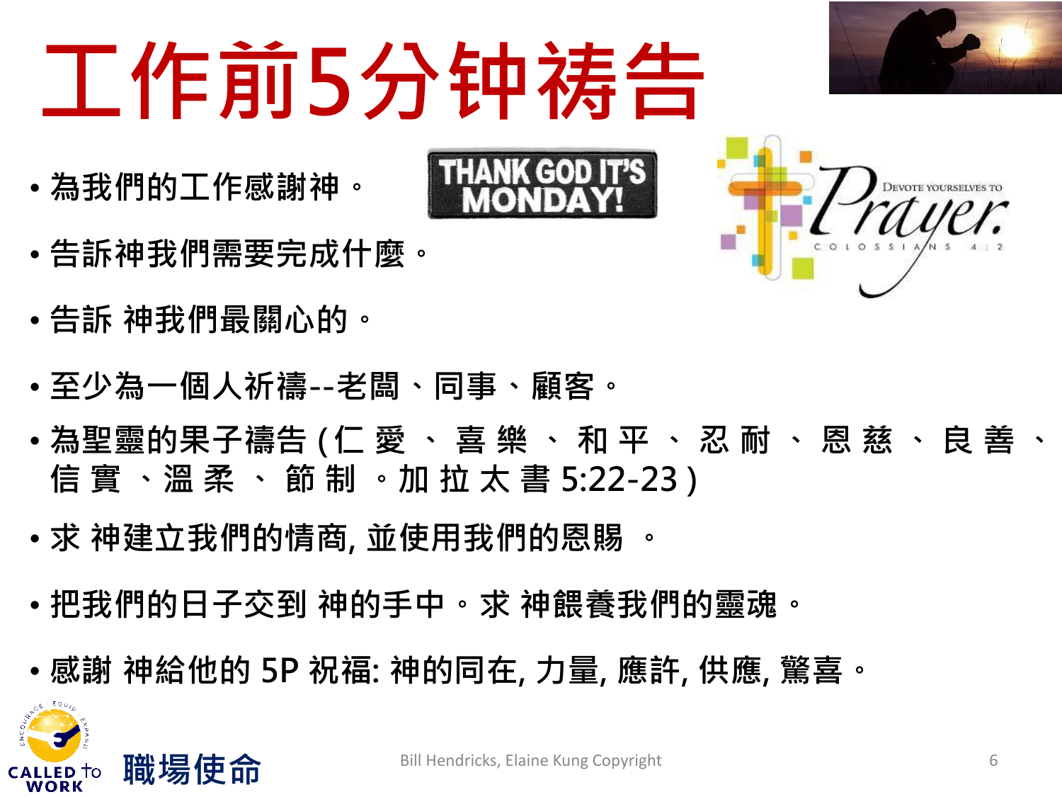# 工作前5分钟祷告

- 為我們的工作感謝神。
- 告訴神我們需要完成什麼。
- 告訴 神我們最關心的。
- 至少為一個人祈禱--老闆、同事、顧客。
- 為聖靈的果子禱告 (仁 愛 、 喜 樂 、 和 平 、 忍 耐 、 恩 慈 、 良 善 、 信 實 、溫 柔 、 節 制 。加 拉 太 書 5:22-23 )
- 求 神建立我們的情商, 並使用我們的恩賜 。
- 把我們的日子交到 神的手中。求 神餵養我們的靈魂。
- 感謝 神給他的 5P 祝福: 神的同在, 力量, 應許, 供應, 驚喜。

THANK GOD IT'S MONDAY!

DEVOTE YOURSELVES TO Prayer. COLOSSIANS 4:2

CALLED to WORK 職場使命

Bill Hendricks, Elaine Kung Copyright